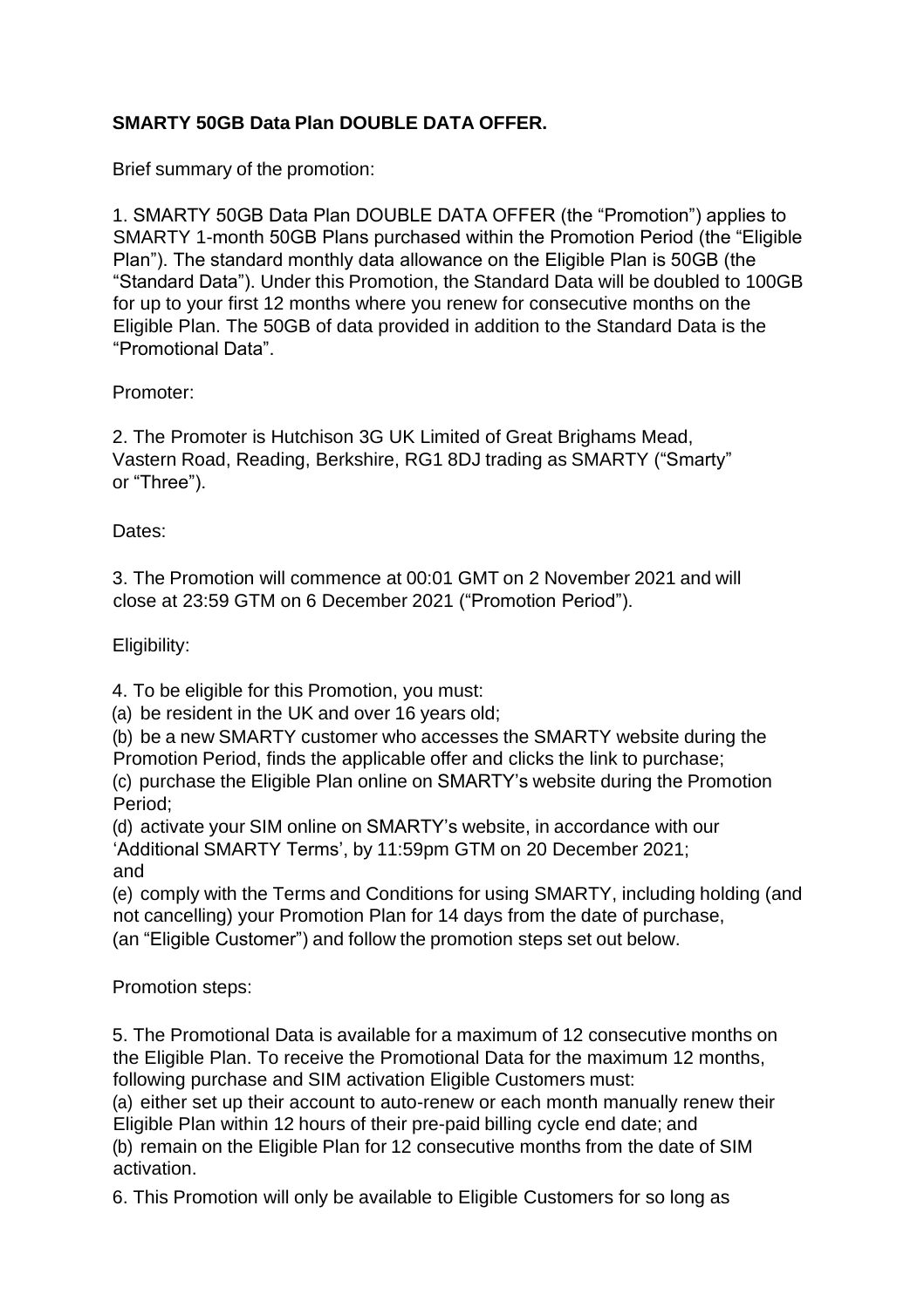**SMARTY 50GB Data Plan DOUBLE DATA OFFER.**

Brief summary of the promotion:

1. SMARTY 50GB Data Plan DOUBLE DATA OFFER (the "Promotion") applies to SMARTY 1-month 50GB Plans purchased within the Promotion Period (the "Eligible Plan"). The standard monthly data allowance on the Eligible Plan is 50GB (the "Standard Data"). Under this Promotion, the Standard Data will be doubled to 100GB for up to your first 12 months where you renew for consecutive months on the Eligible Plan. The 50GB of data provided in addition to the Standard Data is the "Promotional Data".

Promoter:

2. The Promoter is Hutchison 3G UK Limited of Great Brighams Mead, Vastern Road, Reading, Berkshire, RG1 8DJ trading as SMARTY ("Smarty" or "Three").

Dates:

3. The Promotion will commence at 00:01 GMT on 2 November 2021 and will close at 23:59 GTM on 6 December 2021 ("Promotion Period").

Eligibility:

4. To be eligible for this Promotion, you must:

(a) be resident in the UK and over 16 years old;

(b) be a new SMARTY customer who accesses the SMARTY website during the Promotion Period, finds the applicable offer and clicks the link to purchase;

(c) purchase the Eligible Plan online on SMARTY's website during the Promotion Period;

(d) activate your SIM online on SMARTY's website, in accordance with our 'Additional SMARTY Terms', by 11:59pm GTM on 20 December 2021; and

(e) comply with the Terms and Conditions for using SMARTY, including holding (and not cancelling) your Promotion Plan for 14 days from the date of purchase,

(an "Eligible Customer") and follow the promotion steps set out below.

Promotion steps:

5. The Promotional Data is available for a maximum of 12 consecutive months on the Eligible Plan. To receive the Promotional Data for the maximum 12 months, following purchase and SIM activation Eligible Customers must:

(a) either set up their account to auto-renew or each month manually renew their Eligible Plan within 12 hours of their pre-paid billing cycle end date; and

(b) remain on the Eligible Plan for 12 consecutive months from the date of SIM activation.

6. This Promotion will only be available to Eligible Customers for so long as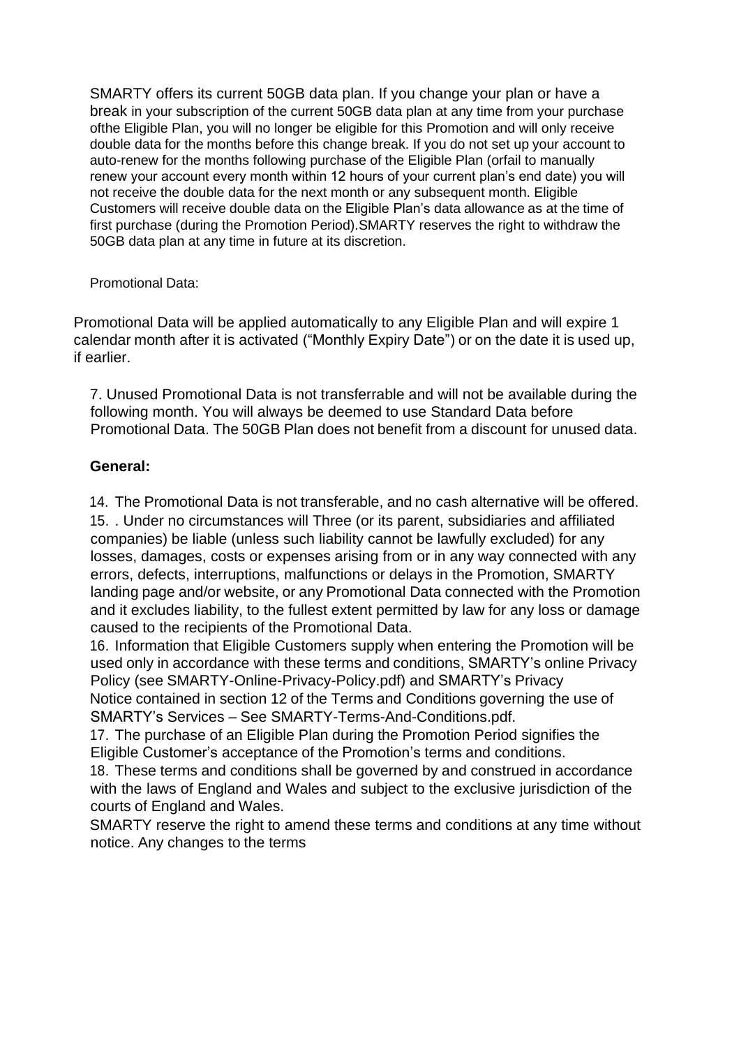SMARTY offers its current 50GB data plan. If you change your plan or have a break in your subscription of the current 50GB data plan at any time from your purchase ofthe Eligible Plan, you will no longer be eligible for this Promotion and will only receive double data for the months before this change break. If you do not set up your account to auto-renew for the months following purchase of the Eligible Plan (orfail to manually renew your account every month within 12 hours of your current plan's end date) you will not receive the double data for the next month or any subsequent month. Eligible Customers will receive double data on the Eligible Plan's data allowance as at the time of first purchase (during the Promotion Period).SMARTY reserves the right to withdraw the 50GB data plan at any time in future at its discretion.

Promotional Data:

Promotional Data will be applied automatically to any Eligible Plan and will expire 1 calendar month after it is activated ("Monthly Expiry Date") or on the date it is used up, if earlier.

7. Unused Promotional Data is not transferrable and will not be available during the following month. You will always be deemed to use Standard Data before Promotional Data. The 50GB Plan does not benefit from a discount for unused data.

**General:**

14. The Promotional Data is not transferable, and no cash alternative will be offered.

15. . Under no circumstances will Three (or its parent, subsidiaries and affiliated companies) be liable (unless such liability cannot be lawfully excluded) for any losses, damages, costs or expenses arising from or in any way connected with any errors, defects, interruptions, malfunctions or delays in the Promotion, SMARTY landing page and/or website, or any Promotional Data connected with the Promotion and it excludes liability, to the fullest extent permitted by law for any loss or damage caused to the recipients of the Promotional Data.

16. Information that Eligible Customers supply when entering the Promotion will be used only in accordance with these terms and conditions, SMARTY's online Privacy Policy (see SMARTY-Online-Privacy-Policy.pdf) and SMARTY's Privacy Notice contained in section 12 of the Terms and Conditions governing the use of SMARTY's Services – See SMARTY-Terms-And-Conditions.pdf.

17. The purchase of an Eligible Plan during the Promotion Period signifies the Eligible Customer's acceptance of the Promotion's terms and conditions.

18. These terms and conditions shall be governed by and construed in accordance with the laws of England and Wales and subject to the exclusive jurisdiction of the courts of England and Wales.

SMARTY reserve the right to amend these terms and conditions at any time without notice. Any changes to the terms